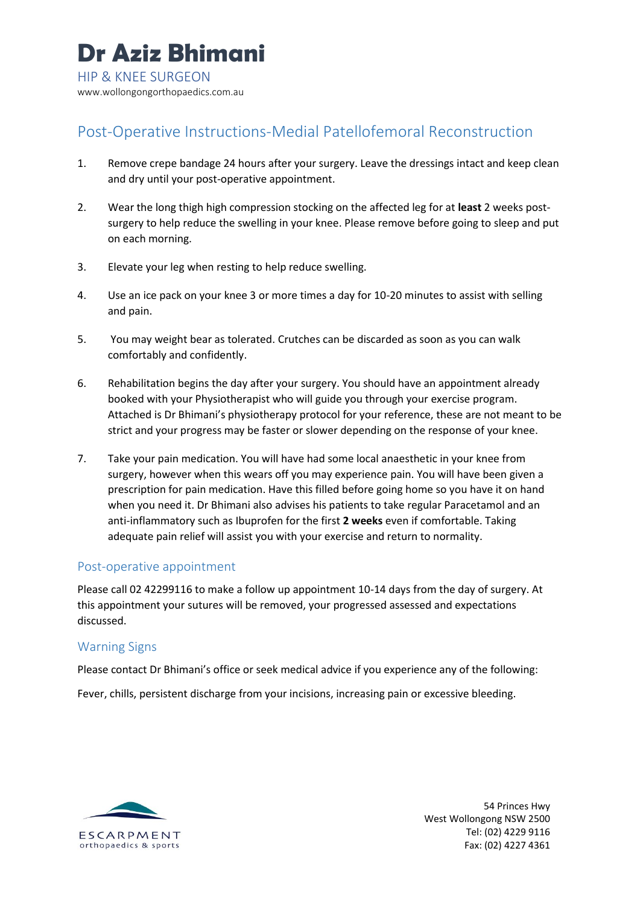# Dr Aziz Bhimani

HIP & KNEE SURGEON

www.wollongongorthopaedics.com.au

## Post-Operative Instructions-Medial Patellofemoral Reconstruction

1. Remove crepe bandage 24 hours after your surgery. Leave the dressings intact and keep clean and dry until your post-operative appointment.

2. Wear the long thigh high compression stocking on the affected leg for at **least** 2 weeks post-surgery to help reduce the swelling in your knee. Please remove before going to sleep and put on each morning.

3. Elevate your leg when resting to help reduce swelling.

4. Use an ice pack on your knee 3 or more times a day for 10-20 minutes to assist with selling and pain.

5. You may weight bear as tolerated. Crutches can be discarded as soon as you can walk comfortably and confidently.

6. Rehabilitation begins the day after your surgery. You should have an appointment already booked with your Physiotherapist who will guide you through your exercise program. Attached is Dr Bhimani's physiotherapy protocol for your reference, these are not meant to be strict and your progress may be faster or slower depending on the response of your knee.

7. Take your pain medication. You will have had some local anaesthetic in your knee from surgery, however when this wears off you may experience pain. You will have been given a prescription for pain medication. Have this filled before going home so you have it on hand when you need it. Dr Bhimani also advises his patients to take regular Paracetamol and an anti-inflammatory such as Ibuprofen for the first **2 weeks** even if comfortable. Taking adequate pain relief will assist you with your exercise and return to normality.

### Post-operative appointment

Please call 02 42299116 to make a follow up appointment 10-14 days from the day of surgery. At this appointment your sutures will be removed, your progressed assessed and expectations discussed.

### Warning Signs

Please contact Dr Bhimani's office or seek medical advice if you experience any of the following:

Fever, chills, persistent discharge from your incisions, increasing pain or excessive bleeding.

ESCARPMENT
orthopaedics & sports

54 Princes Hwy
West Wollongong NSW 2500
Tel: (02) 4229 9116
Fax: (02) 4227 4361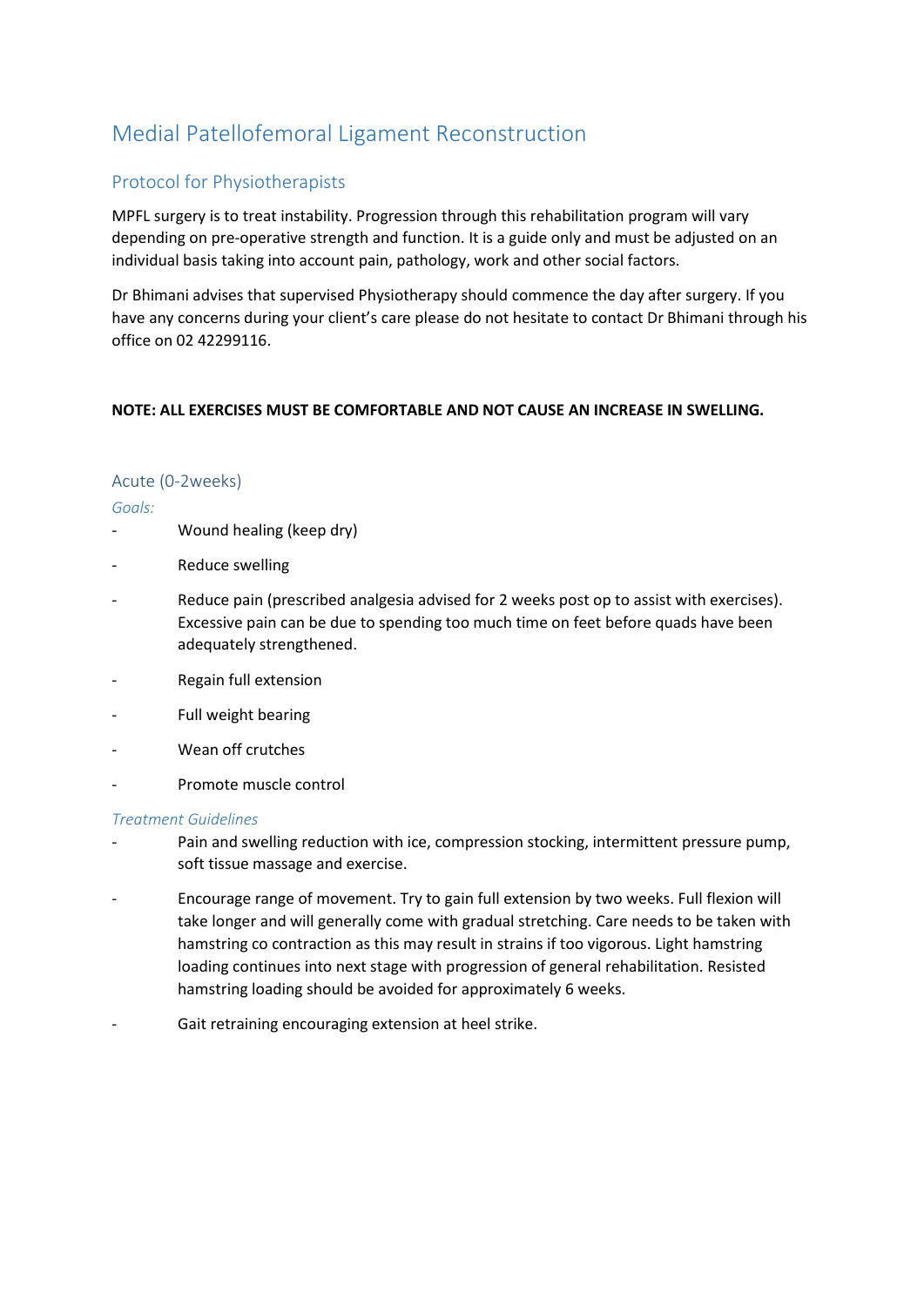# Medial Patellofemoral Ligament Reconstruction

## Protocol for Physiotherapists

MPFL surgery is to treat instability. Progression through this rehabilitation program will vary depending on pre-operative strength and function. It is a guide only and must be adjusted on an individual basis taking into account pain, pathology, work and other social factors.

Dr Bhimani advises that supervised Physiotherapy should commence the day after surgery. If you have any concerns during your client's care please do not hesitate to contact Dr Bhimani through his office on 02 42299116.

**NOTE: ALL EXERCISES MUST BE COMFORTABLE AND NOT CAUSE AN INCREASE IN SWELLING.**

### Acute (0-2weeks)

*Goals:*

- Wound healing (keep dry)
- Reduce swelling
- Reduce pain (prescribed analgesia advised for 2 weeks post op to assist with exercises). Excessive pain can be due to spending too much time on feet before quads have been adequately strengthened.
- Regain full extension
- Full weight bearing
- Wean off crutches
- Promote muscle control

*Treatment Guidelines*

- Pain and swelling reduction with ice, compression stocking, intermittent pressure pump, soft tissue massage and exercise.
- Encourage range of movement. Try to gain full extension by two weeks. Full flexion will take longer and will generally come with gradual stretching. Care needs to be taken with hamstring co contraction as this may result in strains if too vigorous. Light hamstring loading continues into next stage with progression of general rehabilitation. Resisted hamstring loading should be avoided for approximately 6 weeks.
- Gait retraining encouraging extension at heel strike.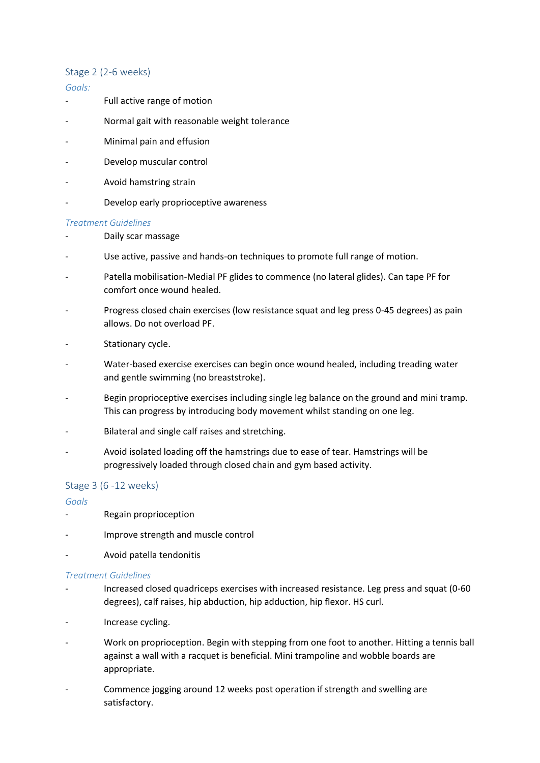## Stage 2 (2-6 weeks)

*Goals:*

- Full active range of motion
- Normal gait with reasonable weight tolerance
- Minimal pain and effusion
- Develop muscular control
- Avoid hamstring strain
- Develop early proprioceptive awareness

*Treatment Guidelines*

- Daily scar massage
- Use active, passive and hands-on techniques to promote full range of motion.
- Patella mobilisation-Medial PF glides to commence (no lateral glides). Can tape PF for comfort once wound healed.
- Progress closed chain exercises (low resistance squat and leg press 0-45 degrees) as pain allows. Do not overload PF.
- Stationary cycle.
- Water-based exercise exercises can begin once wound healed, including treading water and gentle swimming (no breaststroke).
- Begin proprioceptive exercises including single leg balance on the ground and mini tramp. This can progress by introducing body movement whilst standing on one leg.
- Bilateral and single calf raises and stretching.
- Avoid isolated loading off the hamstrings due to ease of tear. Hamstrings will be progressively loaded through closed chain and gym based activity.

## Stage 3 (6 -12 weeks)

*Goals*

- Regain proprioception
- Improve strength and muscle control
- Avoid patella tendonitis

*Treatment Guidelines*

- Increased closed quadriceps exercises with increased resistance. Leg press and squat (0-60 degrees), calf raises, hip abduction, hip adduction, hip flexor. HS curl.
- Increase cycling.
- Work on proprioception. Begin with stepping from one foot to another. Hitting a tennis ball against a wall with a racquet is beneficial. Mini trampoline and wobble boards are appropriate.
- Commence jogging around 12 weeks post operation if strength and swelling are satisfactory.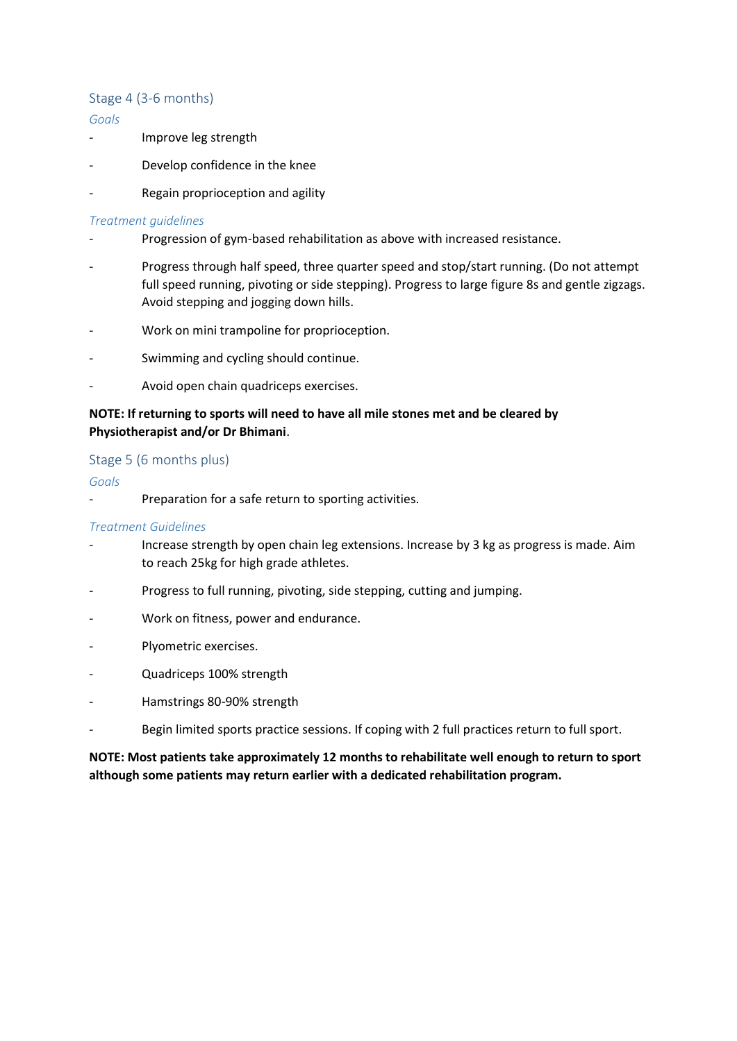## Stage 4 (3-6 months)

### *Goals*

- Improve leg strength
- Develop confidence in the knee
- Regain proprioception and agility

### *Treatment guidelines*

- Progression of gym-based rehabilitation as above with increased resistance.
- Progress through half speed, three quarter speed and stop/start running. (Do not attempt full speed running, pivoting or side stepping). Progress to large figure 8s and gentle zigzags. Avoid stepping and jogging down hills.
- Work on mini trampoline for proprioception.
- Swimming and cycling should continue.
- Avoid open chain quadriceps exercises.

**NOTE: If returning to sports will need to have all mile stones met and be cleared by Physiotherapist and/or Dr Bhimani**.

## Stage 5 (6 months plus)

### *Goals*

- Preparation for a safe return to sporting activities.

### *Treatment Guidelines*

- Increase strength by open chain leg extensions. Increase by 3 kg as progress is made. Aim to reach 25kg for high grade athletes.
- Progress to full running, pivoting, side stepping, cutting and jumping.
- Work on fitness, power and endurance.
- Plyometric exercises.
- Quadriceps 100% strength
- Hamstrings 80-90% strength
- Begin limited sports practice sessions. If coping with 2 full practices return to full sport.

**NOTE: Most patients take approximately 12 months to rehabilitate well enough to return to sport although some patients may return earlier with a dedicated rehabilitation program.**